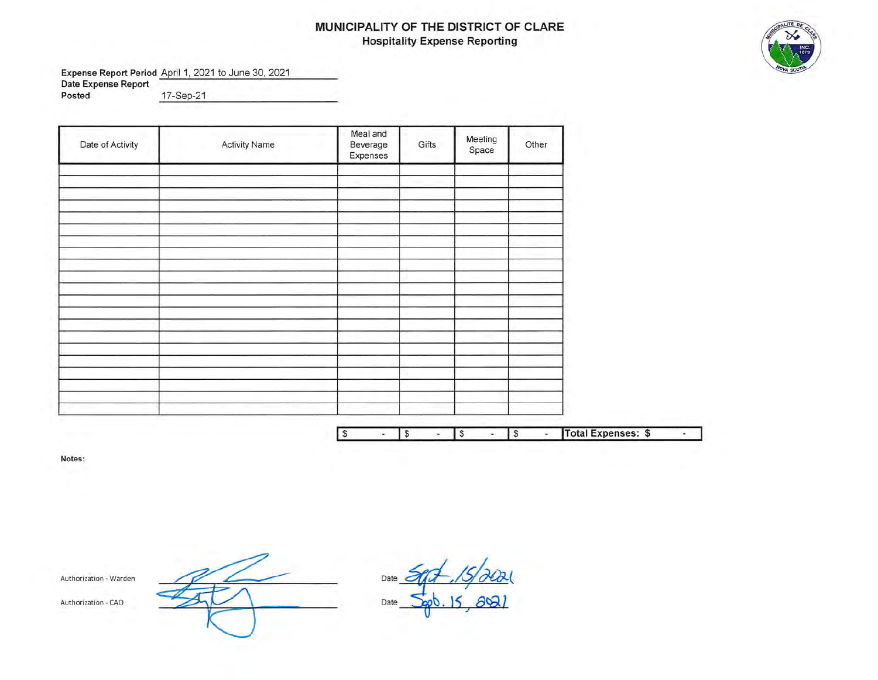# MUNICIPALITY OF THE DISTRICT OF CLARE

## Hospitality Expense Reporting

**Expense Report Period** April 1, 2021 to June 30, 2021

**Date Expense Report Posted** 17-Sep-21

| Date of Activity | Activity Name | Meal and Beverage Expenses | Gifts | Meeting Space | Other |
|---|---|---|---|---|---|
| | | | | | |
| | | | | | |
| | | | | | |
| | | | | | |
| | | | | | |
| | | | | | |
| | | | | | |
| | | | | | |
| | | | | | |
| | | | | | |
| | | | | | |
| | | | | | |
| | | | | | |
| | | | | | |
| | | | | | |
| | | | | | |
| | | | | | |
| | | | | | |
| | | | | | |
| | | | | | |
| | | | | | |
| | | $ - | $ - | $ - | $ - |

**Total Expenses: $ -**

**Notes:**

Authorization - Warden ____________________ Date Sept. 15/2021

Authorization - CAO ____________________ Date Sept. 15, 2021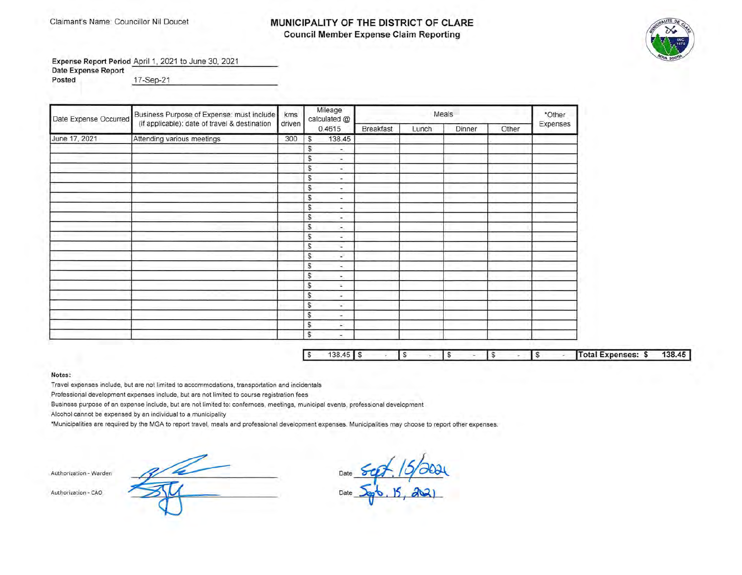Claimant's Name: Councillor Nil Doucet

# MUNICIPALITY OF THE DISTRICT OF CLARE

## Council Member Expense Claim Reporting

**Expense Report Period** April 1, 2021 to June 30, 2021

**Date Expense Report Posted** 17-Sep-21

| Date Expense Occurred | Business Purpose of Expense: must include (if applicable): date of travel & destination | kms driven | Mileage calculated @ 0.4615 | Meals | | | | *Other Expenses |
|---|---|---|---|---|---|---|---|---|
| | | | | Breakfast | Lunch | Dinner | Other | |
| June 17, 2021 | Attending various meetings | 300 | $ 138.45 | | | | | |
| | | | $ - | | | | | |
| | | | $ - | | | | | |
| | | | $ - | | | | | |
| | | | $ - | | | | | |
| | | | $ - | | | | | |
| | | | $ - | | | | | |
| | | | $ - | | | | | |
| | | | $ - | | | | | |
| | | | $ - | | | | | |
| | | | $ - | | | | | |
| | | | $ - | | | | | |
| | | | $ - | | | | | |
| | | | $ - | | | | | |
| | | | $ - | | | | | |
| | | | $ - | | | | | |
| | | | $ - | | | | | |
| | | | $ - | | | | | |
| | | | $ - | | | | | |
| | | | $ - | | | | | |
| | | | $ - | | | | | |
| | | | $ 138.45 | $ - | $ - | $ - | $ - | $ - |

**Total Expenses: $ 138.45**

**Notes:**

Travel expenses include, but are not limited to accommodations, transportation and incidentals

Professional development expenses include, but are not limited to course registration fees

Business purpose of an expense include, but are not limited to: confernces, meetings, municipal events, professional development

Alcohol cannot be expensed by an individual to a municipality

*Municipalities are required by the MGA to report travel, meals and professional development expenses. Municipalities may choose to report other expenses.

Authorization - Warden _______________ Date Sept. 15/2021

Authorization - CAO _______________ Date Sept. 15, 2021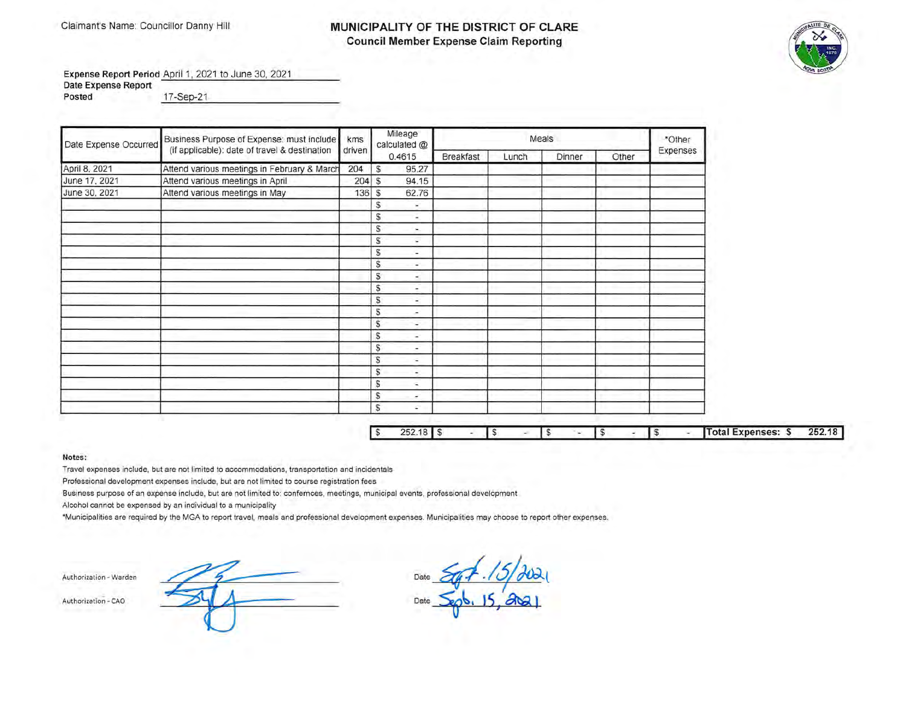Claimant's Name: Councillor Danny Hill

# MUNICIPALITY OF THE DISTRICT OF CLARE

## Council Member Expense Claim Reporting

**Expense Report Period** April 1, 2021 to June 30, 2021

**Date Expense Report Posted** 17-Sep-21

| Date Expense Occurred | Business Purpose of Expense: must include (if applicable): date of travel & destination | kms driven | Mileage calculated @ 0.4615 | Meals | | | | *Other Expenses |
|---|---|---|---|---|---|---|---|---|
| | | | | Breakfast | Lunch | Dinner | Other | |
| April 8, 2021 | Attend various meetings in February & March | 204 | $ 95.27 | | | | | |
| June 17, 2021 | Attend various meetings in April | 204 | $ 94.15 | | | | | |
| June 30, 2021 | Attend various meetings in May | 136 | $ 62.76 | | | | | |
| | | | $ - | | | | | |
| | | | $ - | | | | | |
| | | | $ - | | | | | |
| | | | $ - | | | | | |
| | | | $ - | | | | | |
| | | | $ - | | | | | |
| | | | $ - | | | | | |
| | | | $ - | | | | | |
| | | | $ - | | | | | |
| | | | $ - | | | | | |
| | | | $ - | | | | | |
| | | | $ - | | | | | |
| | | | $ - | | | | | |
| | | | $ - | | | | | |
| | | | $ - | | | | | |
| | | | $ - | | | | | |
| | | | $ - | | | | | |
| | | | $ - | | | | | |
| | | | $ 252.18 | $ - | $ - | $ - | $ - | $ - |

**Total Expenses: $ 252.18**

**Notes:**

Travel expenses include, but are not limited to accommodations, transportation and incidentals

Professional development expenses include, but are not limited to course registration fees

Business purpose of an expense include, but are not limited to: confernces, meetings, municipal events, professional development

Alcohol cannot be expensed by an individual to a municipality

*Municipalities are required by the MGA to report travel, meals and professional development expenses. Municipalities may choose to report other expenses.

Authorization - Warden ______________ Date Sept. 15/2021

Authorization - CAO ______________ Date Sept. 15, 2021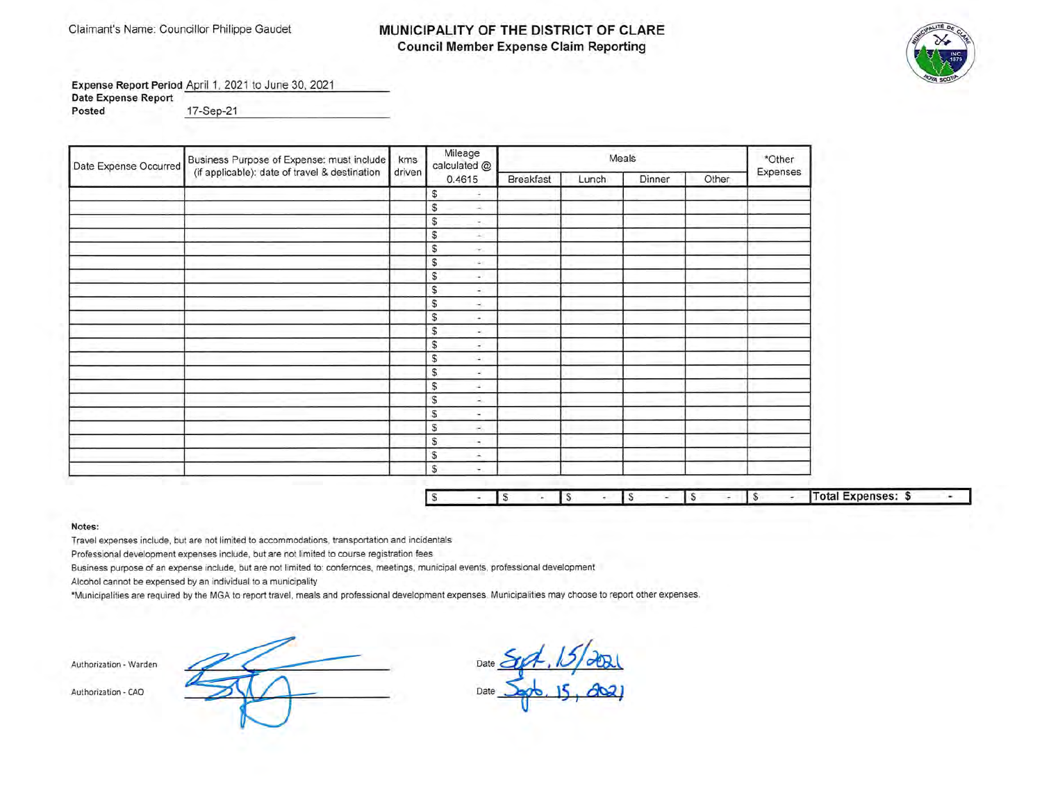Claimant's Name: Councillor Philippe Gaudet

# MUNICIPALITY OF THE DISTRICT OF CLARE

## Council Member Expense Claim Reporting

**Expense Report Period** April 1, 2021 to June 30, 2021

**Date Expense Report Posted** 17-Sep-21

| Date Expense Occurred | Business Purpose of Expense: must include (if applicable): date of travel & destination | kms driven | Mileage calculated @ 0.4615 | Meals | | | | *Other Expenses |
|---|---|---|---|---|---|---|---|---|
| | | | | Breakfast | Lunch | Dinner | Other | |
| | | | $ - | | | | | |
| | | | $ - | | | | | |
| | | | $ - | | | | | |
| | | | $ - | | | | | |
| | | | $ - | | | | | |
| | | | $ - | | | | | |
| | | | $ - | | | | | |
| | | | $ - | | | | | |
| | | | $ - | | | | | |
| | | | $ - | | | | | |
| | | | $ - | | | | | |
| | | | $ - | | | | | |
| | | | $ - | | | | | |
| | | | $ - | | | | | |
| | | | $ - | | | | | |
| | | | $ - | | | | | |
| | | | $ - | | | | | |
| | | | $ - | | | | | |
| | | | $ - | | | | | |
| | | | $ - | | | | | |
| | | | $ - | | | | | |
| | | | $ - | $ - | $ - | $ - | $ - | $ - |

**Total Expenses: $ -**

**Notes:**

Travel expenses include, but are not limited to accommodations, transportation and incidentals

Professional development expenses include, but are not limited to course registration fees

Business purpose of an expense include, but are not limited to: confernces, meetings, municipal events, professional development

Alcohol cannot be expensed by an individual to a municipality

*Municipalities are required by the MGA to report travel, meals and professional development expenses. Municipalities may choose to report other expenses.

Authorization - Warden ____________________ Date Sept. 15/2021

Authorization - CAO ____________________ Date Sept. 15, 2021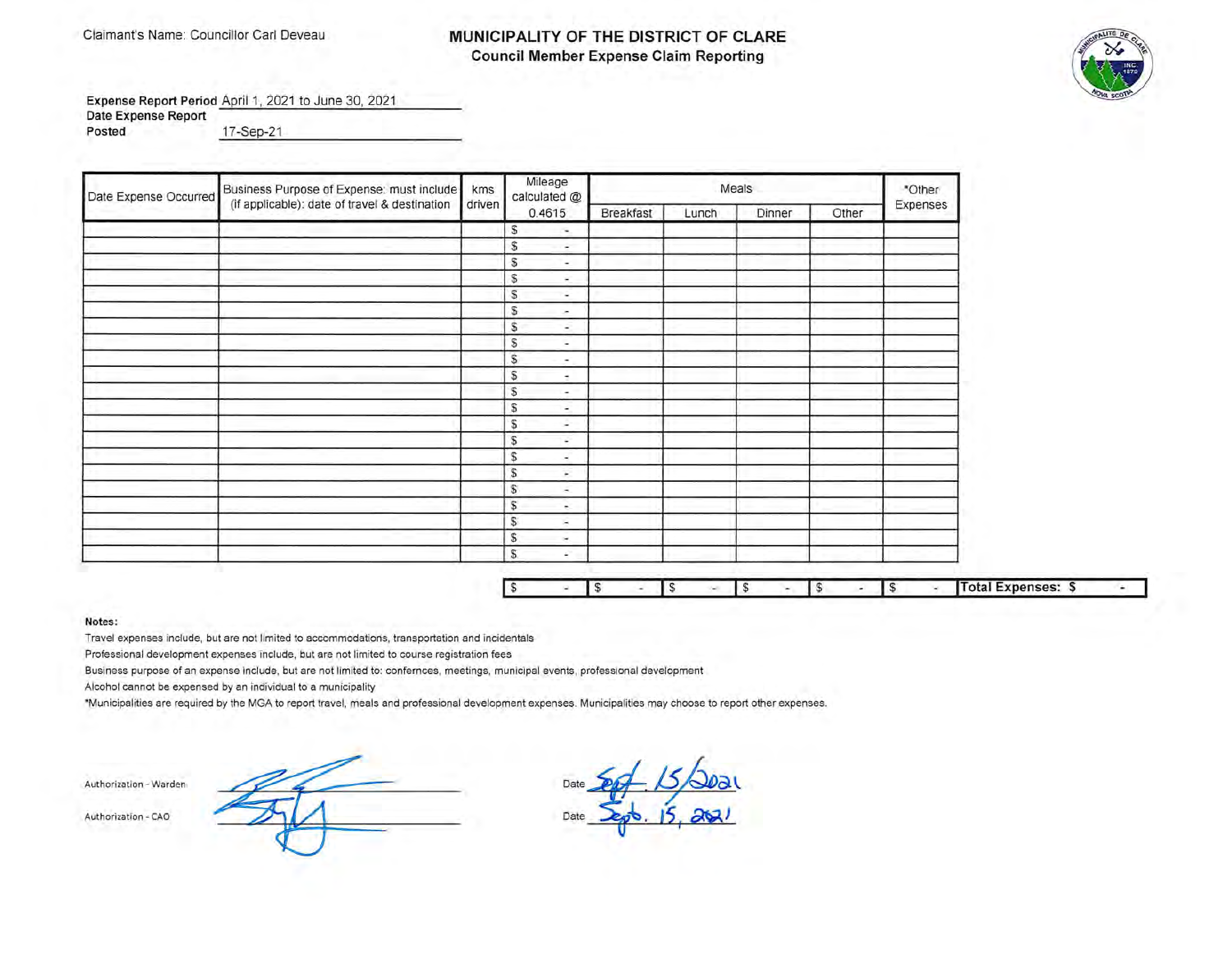Claimant's Name: Councillor Carl Deveau

# MUNICIPALITY OF THE DISTRICT OF CLARE

## Council Member Expense Claim Reporting

**Expense Report Period** April 1, 2021 to June 30, 2021

**Date Expense Report Posted** 17-Sep-21

| Date Expense Occurred | Business Purpose of Expense: must include (if applicable): date of travel & destination | kms driven | Mileage calculated @ 0.4615 | Meals | | | | *Other Expenses |
|---|---|---|---|---|---|---|---|---|
| | | | | Breakfast | Lunch | Dinner | Other | |
| | | | $ - | | | | | |
| | | | $ - | | | | | |
| | | | $ - | | | | | |
| | | | $ - | | | | | |
| | | | $ - | | | | | |
| | | | $ - | | | | | |
| | | | $ - | | | | | |
| | | | $ - | | | | | |
| | | | $ - | | | | | |
| | | | $ - | | | | | |
| | | | $ - | | | | | |
| | | | $ - | | | | | |
| | | | $ - | | | | | |
| | | | $ - | | | | | |
| | | | $ - | | | | | |
| | | | $ - | | | | | |
| | | | $ - | | | | | |
| | | | $ - | | | | | |
| | | | $ - | | | | | |
| | | | $ - | | | | | |
| | | | $ - | | | | | |
| | | | $ - | $ - | $ - | $ - | $ - | $ - |

**Total Expenses: $ -**

**Notes:**

Travel expenses include, but are not limited to accommodations, transportation and incidentals

Professional development expenses include, but are not limited to course registration fees

Business purpose of an expense include, but are not limited to: confernces, meetings, municipal events, professional development

Alcohol cannot be expensed by an individual to a municipality

*Municipalities are required by the MGA to report travel, meals and professional development expenses. Municipalities may choose to report other expenses.

Authorization - Warden _________________ Date Sept. 15/2021

Authorization - CAO _________________ Date Sept. 15, 2021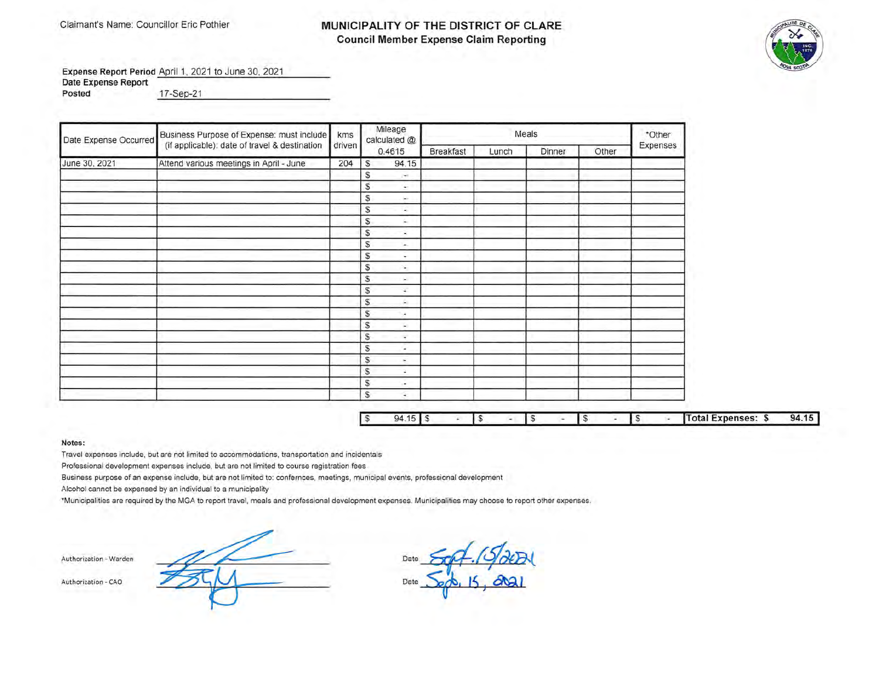Claimant's Name: Councillor Eric Pothier

# MUNICIPALITY OF THE DISTRICT OF CLARE

## Council Member Expense Claim Reporting

**Expense Report Period** April 1, 2021 to June 30, 2021

**Date Expense Report Posted** 17-Sep-21

| Date Expense Occurred | Business Purpose of Expense: must include (if applicable): date of travel & destination | kms driven | Mileage calculated @ 0.4615 | Meals | | | | *Other Expenses |
|---|---|---|---|---|---|---|---|---|
| | | | | Breakfast | Lunch | Dinner | Other | |
| June 30, 2021 | Attend various meetings in April - June | 204 | $ 94.15 | | | | | |
| | | | $ - | | | | | |
| | | | $ - | | | | | |
| | | | $ - | | | | | |
| | | | $ - | | | | | |
| | | | $ - | | | | | |
| | | | $ - | | | | | |
| | | | $ - | | | | | |
| | | | $ - | | | | | |
| | | | $ - | | | | | |
| | | | $ - | | | | | |
| | | | $ - | | | | | |
| | | | $ - | | | | | |
| | | | $ - | | | | | |
| | | | $ - | | | | | |
| | | | $ - | | | | | |
| | | | $ - | | | | | |
| | | | $ - | | | | | |
| | | | $ - | | | | | |
| | | | $ - | | | | | |
| | | | $ - | | | | | |
| | | | $ 94.15 | $ - | $ - | $ - | $ - | $ - |

**Total Expenses: $ 94.15**

**Notes:**

Travel expenses include, but are not limited to accommodations, transportation and incidentals

Professional development expenses include, but are not limited to course registration fees

Business purpose of an expense include, but are not limited to: confernces, meetings, municipal events, professional development

Alcohol cannot be expensed by an individual to a municipality

*Municipalities are required by the MGA to report travel, meals and professional development expenses. Municipalities may choose to report other expenses.

Authorization - Warden ____________ Date Sept. 15/2021

Authorization - CAO ____________ Date Sept. 15, 2021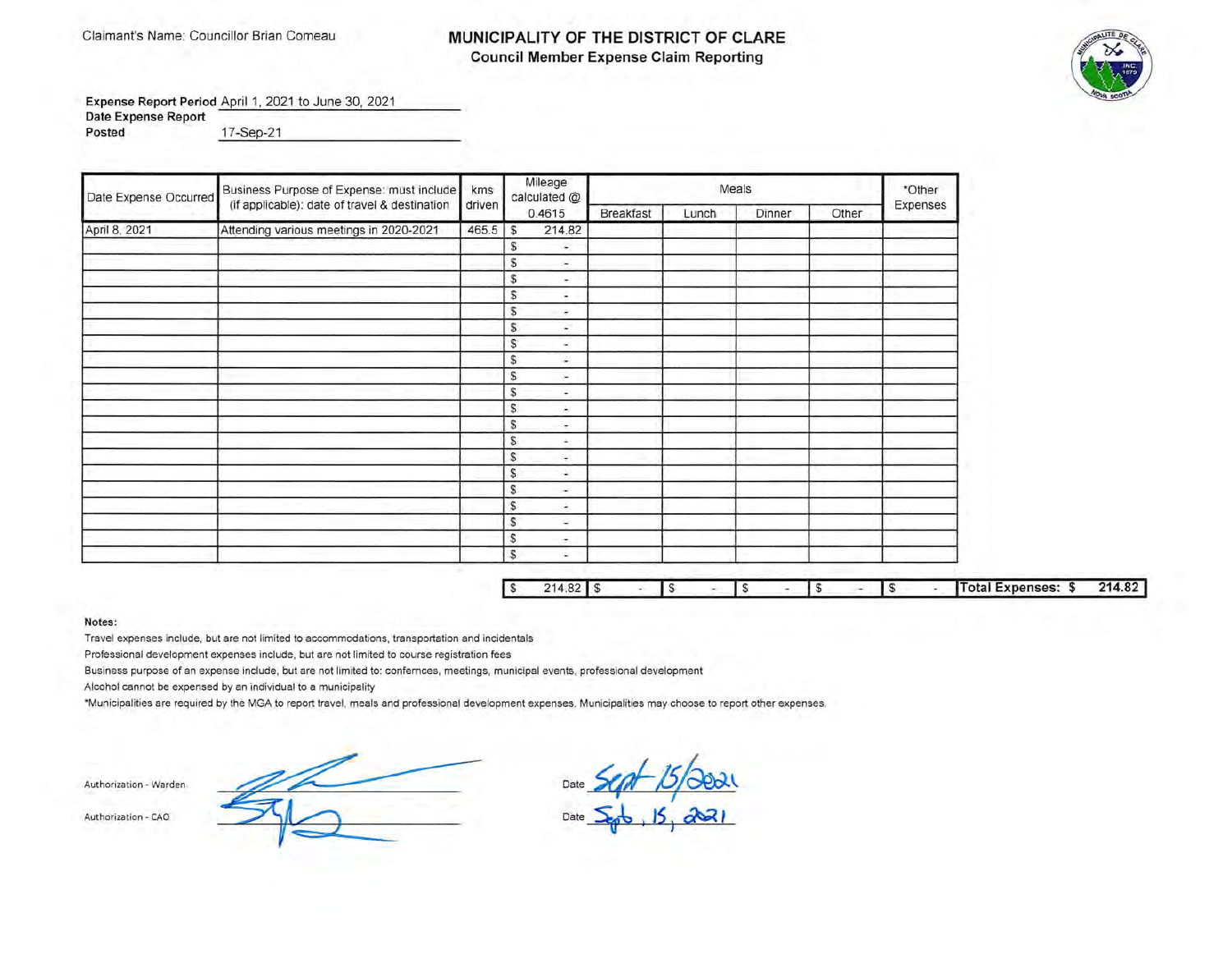Claimant's Name: Councillor Brian Comeau

# MUNICIPALITY OF THE DISTRICT OF CLARE

## Council Member Expense Claim Reporting

**Expense Report Period** April 1, 2021 to June 30, 2021

**Date Expense Report Posted** 17-Sep-21

| Date Expense Occurred | Business Purpose of Expense: must include (if applicable): date of travel & destination | kms driven | Mileage calculated @ 0.4615 | Meals | | | | *Other Expenses |
|---|---|---|---|---|---|---|---|---|
| | | | | Breakfast | Lunch | Dinner | Other | |
| April 8, 2021 | Attending various meetings in 2020-2021 | 465.5 | $ 214.82 | | | | | |
| | | | $ - | | | | | |
| | | | $ - | | | | | |
| | | | $ - | | | | | |
| | | | $ - | | | | | |
| | | | $ - | | | | | |
| | | | $ - | | | | | |
| | | | $ - | | | | | |
| | | | $ - | | | | | |
| | | | $ - | | | | | |
| | | | $ - | | | | | |
| | | | $ - | | | | | |
| | | | $ - | | | | | |
| | | | $ - | | | | | |
| | | | $ - | | | | | |
| | | | $ - | | | | | |
| | | | $ - | | | | | |
| | | | $ - | | | | | |
| | | | $ - | | | | | |
| | | | $ - | | | | | |
| | | | $ - | | | | | |
| | | | $ 214.82 | $ - | $ - | $ - | $ - | $ - |

**Total Expenses: $ 214.82**

**Notes:**

Travel expenses include, but are not limited to accommodations, transportation and incidentals

Professional development expenses include, but are not limited to course registration fees

Business purpose of an expense include, but are not limited to: confernces, meetings, municipal events, professional development

Alcohol cannot be expensed by an individual to a municipality

*Municipalities are required by the MGA to report travel, meals and professional development expenses. Municipalities may choose to report other expenses.

Authorization - Warden ____________ Date Sept 15/2021

Authorization - CAO ____________ Date Sept, 15, 2021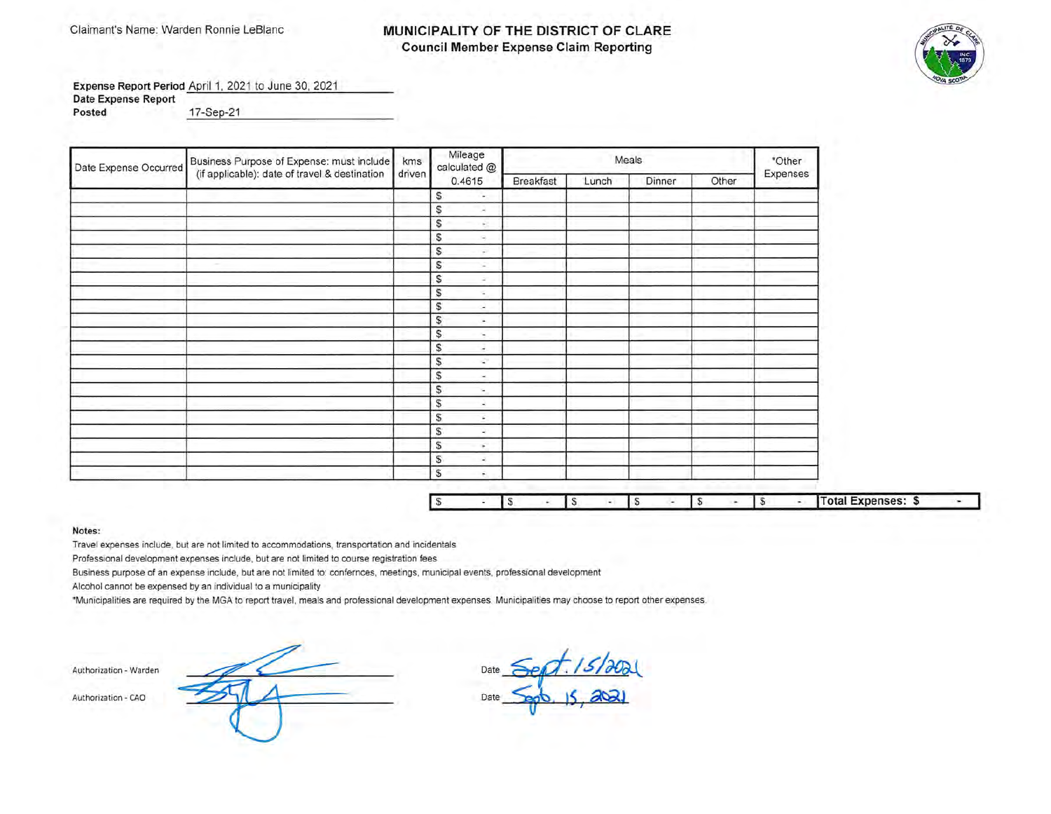Claimant's Name: Warden Ronnie LeBlanc

# MUNICIPALITY OF THE DISTRICT OF CLARE
## Council Member Expense Claim Reporting

**Expense Report Period** April 1, 2021 to June 30, 2021
**Date Expense Report Posted** 17-Sep-21

| Date Expense Occurred | Business Purpose of Expense: must include (if applicable): date of travel & destination | kms driven | Mileage calculated @ 0.4615 | Meals | | | | *Other Expenses |
|---|---|---|---|---|---|---|---|---|
| | | | | Breakfast | Lunch | Dinner | Other | |
| | | | $ - | | | | | |
| | | | $ - | | | | | |
| | | | $ - | | | | | |
| | | | $ - | | | | | |
| | | | $ - | | | | | |
| | | | $ - | | | | | |
| | | | $ - | | | | | |
| | | | $ - | | | | | |
| | | | $ - | | | | | |
| | | | $ - | | | | | |
| | | | $ - | | | | | |
| | | | $ - | | | | | |
| | | | $ - | | | | | |
| | | | $ - | | | | | |
| | | | $ - | | | | | |
| | | | $ - | | | | | |
| | | | $ - | | | | | |
| | | | $ - | | | | | |
| | | | $ - | | | | | |
| | | | $ - | | | | | |
| | | | $ - | | | | | |
| | | | $ - | $ - | $ - | $ - | $ - | $ - |

**Total Expenses: $ -**

**Notes:**

Travel expenses include, but are not limited to accommodations, transportation and incidentals

Professional development expenses include, but are not limited to course registration fees

Business purpose of an expense include, but are not limited to: confernces, meetings, municipal events, professional development

Alcohol cannot be expensed by an individual to a municipality

*Municipalities are required by the MGA to report travel, meals and professional development expenses. Municipalities may choose to report other expenses.

Authorization - Warden _______________ Date Sept. 15/2021

Authorization - CAO _______________ Date Sept. 15, 2021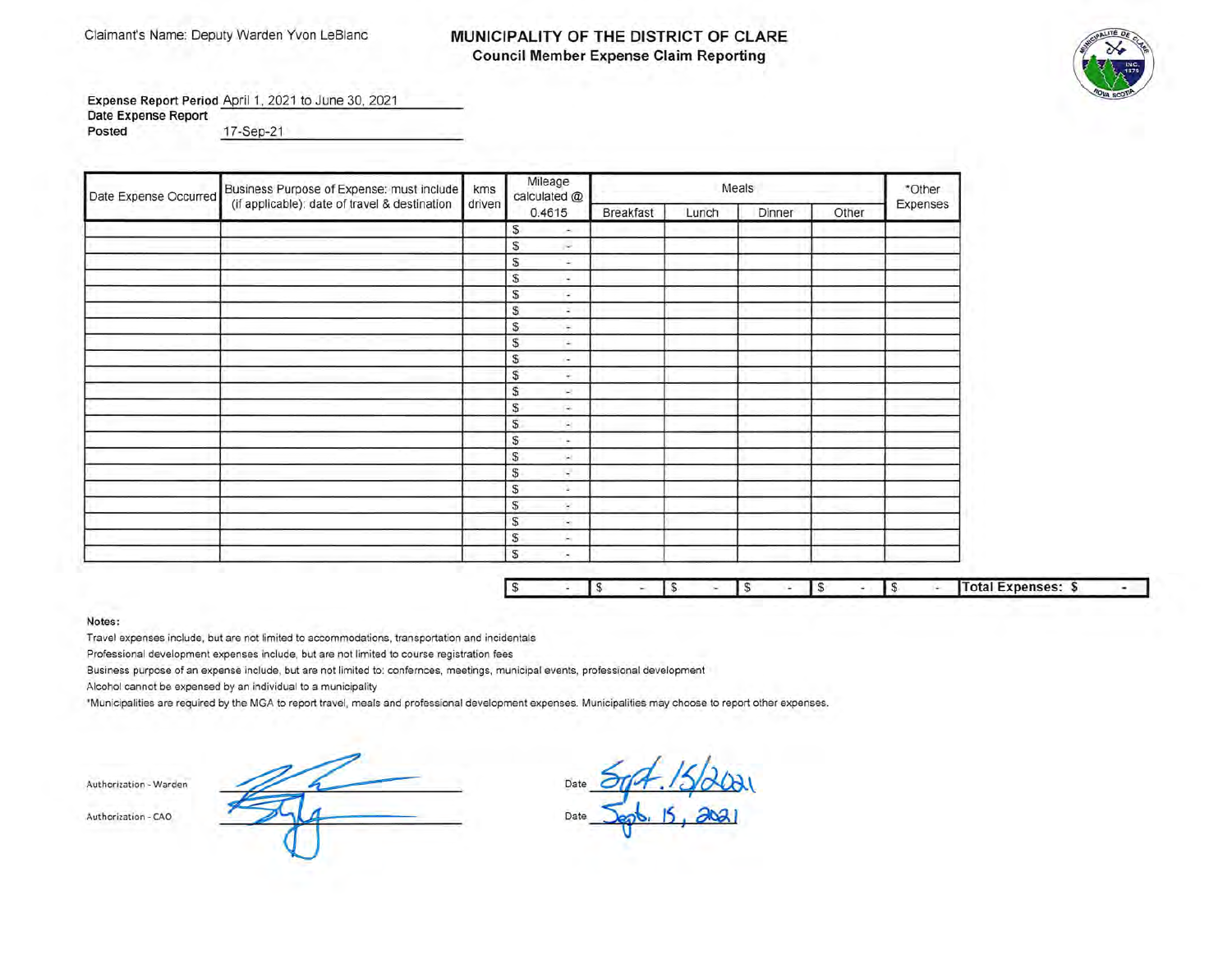Claimant's Name: Deputy Warden Yvon LeBlanc

# MUNICIPALITY OF THE DISTRICT OF CLARE

## Council Member Expense Claim Reporting

**Expense Report Period** April 1, 2021 to June 30, 2021

**Date Expense Report Posted** 17-Sep-21

| Date Expense Occurred | Business Purpose of Expense: must include (if applicable): date of travel & destination | kms driven | Mileage calculated @ 0.4615 | Meals | | | | *Other Expenses |
|---|---|---|---|---|---|---|---|---|
| | | | | Breakfast | Lunch | Dinner | Other | |
| | | | $ - | | | | | |
| | | | $ - | | | | | |
| | | | $ - | | | | | |
| | | | $ - | | | | | |
| | | | $ - | | | | | |
| | | | $ - | | | | | |
| | | | $ - | | | | | |
| | | | $ - | | | | | |
| | | | $ - | | | | | |
| | | | $ - | | | | | |
| | | | $ - | | | | | |
| | | | $ - | | | | | |
| | | | $ - | | | | | |
| | | | $ - | | | | | |
| | | | $ - | | | | | |
| | | | $ - | | | | | |
| | | | $ - | | | | | |
| | | | $ - | | | | | |
| | | | $ - | | | | | |
| | | | $ - | | | | | |
| | | | $ - | | | | | |
| | | | $ - | $ - | $ - | $ - | $ - | $ - |

**Total Expenses: $ -**

**Notes:**

Travel expenses include, but are not limited to accommodations, transportation and incidentals

Professional development expenses include, but are not limited to course registration fees

Business purpose of an expense include, but are not limited to: confernces, meetings, municipal events, professional development

Alcohol cannot be expensed by an individual to a municipality

*Municipalities are required by the MGA to report travel, meals and professional development expenses. Municipalities may choose to report other expenses.

Authorization - Warden _[signature]_ Date Sept. 15/2021

Authorization - CAO _[signature]_ Date Sept. 15, 2021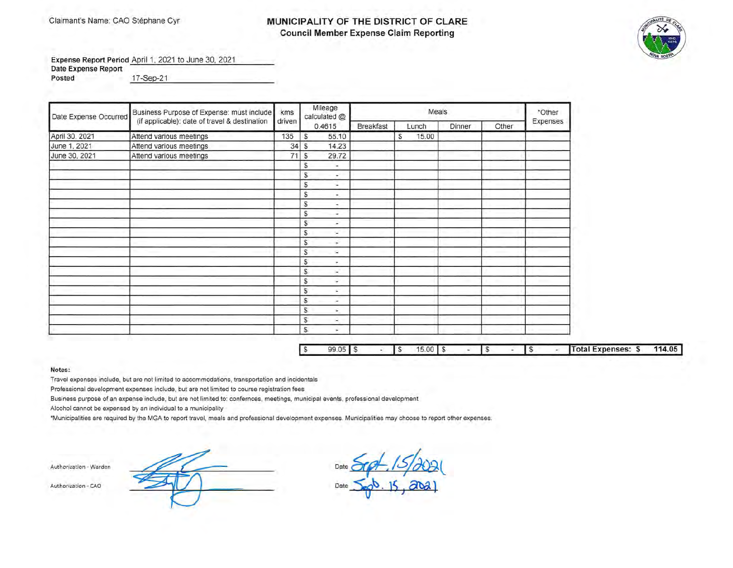Claimant's Name: CAO Stéphane Cyr

# MUNICIPALITY OF THE DISTRICT OF CLARE

## Council Member Expense Claim Reporting

**Expense Report Period** April 1, 2021 to June 30, 2021

**Date Expense Report Posted** 17-Sep-21

| Date Expense Occurred | Business Purpose of Expense: must include (if applicable): date of travel & destination | kms driven | Mileage calculated @ 0.4615 | Meals | | | | *Other Expenses |
|---|---|---|---|---|---|---|---|---|
| | | | | Breakfast | Lunch | Dinner | Other | |
| April 30, 2021 | Attend various meetings | 135 | $ 55.10 | | $ 15.00 | | | |
| June 1, 2021 | Attend various meetings | 34 | $ 14.23 | | | | | |
| June 30, 2021 | Attend various meetings | 71 | $ 29.72 | | | | | |
| | | | $ - | | | | | |
| | | | $ - | | | | | |
| | | | $ - | | | | | |
| | | | $ - | | | | | |
| | | | $ - | | | | | |
| | | | $ - | | | | | |
| | | | $ - | | | | | |
| | | | $ - | | | | | |
| | | | $ - | | | | | |
| | | | $ - | | | | | |
| | | | $ - | | | | | |
| | | | $ - | | | | | |
| | | | $ - | | | | | |
| | | | $ - | | | | | |
| | | | $ - | | | | | |
| | | | $ - | | | | | |
| | | | $ - | | | | | |
| | | | $ 99.05 | $ - | $ 15.00 | $ - | $ - | $ - |

**Total Expenses: $ 114.05**

**Notes:**

Travel expenses include, but are not limited to accommodations, transportation and incidentals

Professional development expenses include, but are not limited to course registration fees

Business purpose of an expense include, but are not limited to: confernces, meetings, municipal events, professional development

Alcohol cannot be expensed by an individual to a municipality

*Municipalities are required by the MGA to report travel, meals and professional development expenses. Municipalities may choose to report other expenses.

Authorization - Warden ____________ Date Sept. 15/2021

Authorization - CAO ____________ Date Sept. 15, 2021